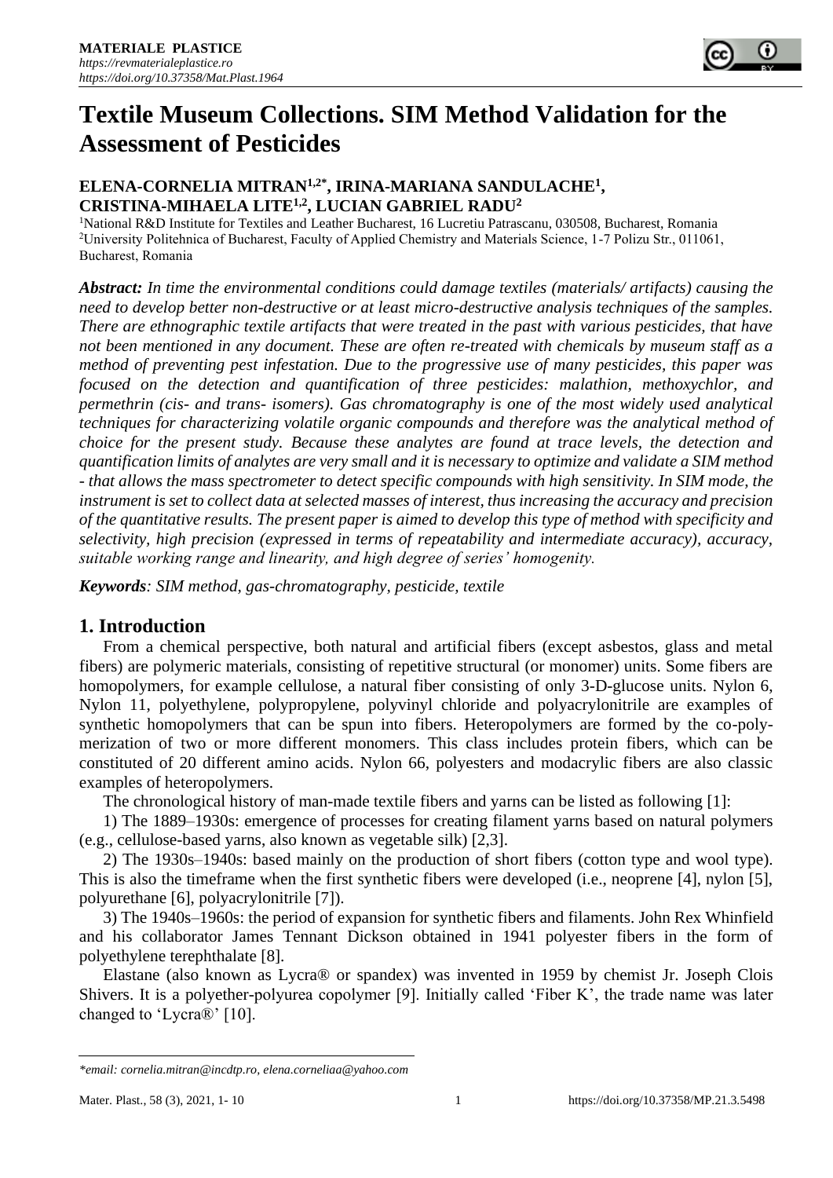# Textile Museum Collections. SIM Method Validation for the Assessment of Pesticides

**ELENA-CORNELIA MITRAN[1,2*], IRINA-MARIANA SANDULACHE[1], CRISTINA-MIHAELA LITE[1,2], LUCIAN GABRIEL RADU[2]**

[1]National R&D Institute for Textiles and Leather Bucharest, 16 Lucretiu Patrascanu, 030508, Bucharest, Romania
[2]University Politehnica of Bucharest, Faculty of Applied Chemistry and Materials Science, 1-7 Polizu Str., 011061, Bucharest, Romania

***Abstract:*** *In time the environmental conditions could damage textiles (materials/ artifacts) causing the need to develop better non-destructive or at least micro-destructive analysis techniques of the samples. There are ethnographic textile artifacts that were treated in the past with various pesticides, that have not been mentioned in any document. These are often re-treated with chemicals by museum staff as a method of preventing pest infestation. Due to the progressive use of many pesticides, this paper was focused on the detection and quantification of three pesticides: malathion, methoxychlor, and permethrin (cis- and trans- isomers). Gas chromatography is one of the most widely used analytical techniques for characterizing volatile organic compounds and therefore was the analytical method of choice for the present study. Because these analytes are found at trace levels, the detection and quantification limits of analytes are very small and it is necessary to optimize and validate a SIM method - that allows the mass spectrometer to detect specific compounds with high sensitivity. In SIM mode, the instrument is set to collect data at selected masses of interest, thus increasing the accuracy and precision of the quantitative results. The present paper is aimed to develop this type of method with specificity and selectivity, high precision (expressed in terms of repeatability and intermediate accuracy), accuracy, suitable working range and linearity, and high degree of series' homogenity.*

***Keywords****: SIM method, gas-chromatography, pesticide, textile*

## 1. Introduction

From a chemical perspective, both natural and artificial fibers (except asbestos, glass and metal fibers) are polymeric materials, consisting of repetitive structural (or monomer) units. Some fibers are homopolymers, for example cellulose, a natural fiber consisting of only 3-D-glucose units. Nylon 6, Nylon 11, polyethylene, polypropylene, polyvinyl chloride and polyacrylonitrile are examples of synthetic homopolymers that can be spun into fibers. Heteropolymers are formed by the co-polymerization of two or more different monomers. This class includes protein fibers, which can be constituted of 20 different amino acids. Nylon 66, polyesters and modacrylic fibers are also classic examples of heteropolymers.

The chronological history of man-made textile fibers and yarns can be listed as following [1]:

1) The 1889–1930s: emergence of processes for creating filament yarns based on natural polymers (e.g., cellulose-based yarns, also known as vegetable silk) [2,3].

2) The 1930s–1940s: based mainly on the production of short fibers (cotton type and wool type). This is also the timeframe when the first synthetic fibers were developed (i.e., neoprene [4], nylon [5], polyurethane [6], polyacrylonitrile [7]).

3) The 1940s–1960s: the period of expansion for synthetic fibers and filaments. John Rex Whinfield and his collaborator James Tennant Dickson obtained in 1941 polyester fibers in the form of polyethylene terephthalate [8].

Elastane (also known as Lycra® or spandex) was invented in 1959 by chemist Jr. Joseph Clois Shivers. It is a polyether-polyurea copolymer [9]. Initially called 'Fiber K', the trade name was later changed to 'Lycra®' [10].

---

*\*email: cornelia.mitran@incdtp.ro, elena.corneliaa@yahoo.com*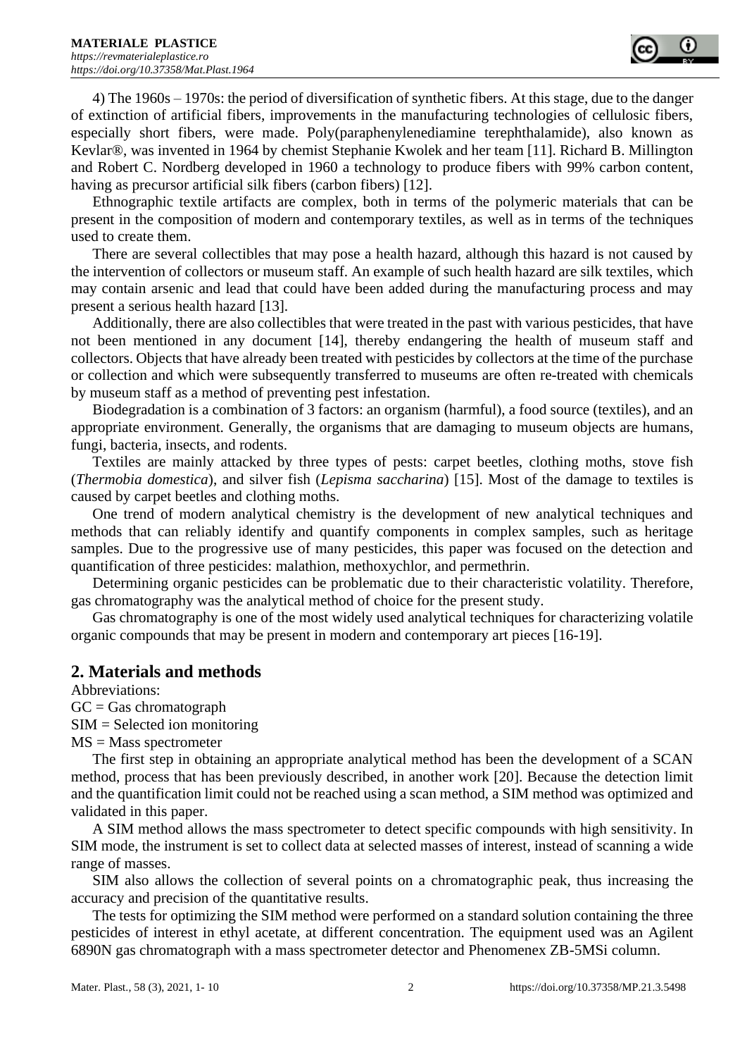4) The 1960s – 1970s: the period of diversification of synthetic fibers. At this stage, due to the danger of extinction of artificial fibers, improvements in the manufacturing technologies of cellulosic fibers, especially short fibers, were made. Poly(paraphenylenediamine terephthalamide), also known as Kevlar®, was invented in 1964 by chemist Stephanie Kwolek and her team [11]. Richard B. Millington and Robert C. Nordberg developed in 1960 a technology to produce fibers with 99% carbon content, having as precursor artificial silk fibers (carbon fibers) [12].

Ethnographic textile artifacts are complex, both in terms of the polymeric materials that can be present in the composition of modern and contemporary textiles, as well as in terms of the techniques used to create them.

There are several collectibles that may pose a health hazard, although this hazard is not caused by the intervention of collectors or museum staff. An example of such health hazard are silk textiles, which may contain arsenic and lead that could have been added during the manufacturing process and may present a serious health hazard [13].

Additionally, there are also collectibles that were treated in the past with various pesticides, that have not been mentioned in any document [14], thereby endangering the health of museum staff and collectors. Objects that have already been treated with pesticides by collectors at the time of the purchase or collection and which were subsequently transferred to museums are often re-treated with chemicals by museum staff as a method of preventing pest infestation.

Biodegradation is a combination of 3 factors: an organism (harmful), a food source (textiles), and an appropriate environment. Generally, the organisms that are damaging to museum objects are humans, fungi, bacteria, insects, and rodents.

Textiles are mainly attacked by three types of pests: carpet beetles, clothing moths, stove fish (*Thermobia domestica*), and silver fish (*Lepisma saccharina*) [15]. Most of the damage to textiles is caused by carpet beetles and clothing moths.

One trend of modern analytical chemistry is the development of new analytical techniques and methods that can reliably identify and quantify components in complex samples, such as heritage samples. Due to the progressive use of many pesticides, this paper was focused on the detection and quantification of three pesticides: malathion, methoxychlor, and permethrin.

Determining organic pesticides can be problematic due to their characteristic volatility. Therefore, gas chromatography was the analytical method of choice for the present study.

Gas chromatography is one of the most widely used analytical techniques for characterizing volatile organic compounds that may be present in modern and contemporary art pieces [16-19].

## 2. Materials and methods

Abbreviations:

GC = Gas chromatograph

SIM = Selected ion monitoring

MS = Mass spectrometer

The first step in obtaining an appropriate analytical method has been the development of a SCAN method, process that has been previously described, in another work [20]. Because the detection limit and the quantification limit could not be reached using a scan method, a SIM method was optimized and validated in this paper.

A SIM method allows the mass spectrometer to detect specific compounds with high sensitivity. In SIM mode, the instrument is set to collect data at selected masses of interest, instead of scanning a wide range of masses.

SIM also allows the collection of several points on a chromatographic peak, thus increasing the accuracy and precision of the quantitative results.

The tests for optimizing the SIM method were performed on a standard solution containing the three pesticides of interest in ethyl acetate, at different concentration. The equipment used was an Agilent 6890N gas chromatograph with a mass spectrometer detector and Phenomenex ZB-5MSi column.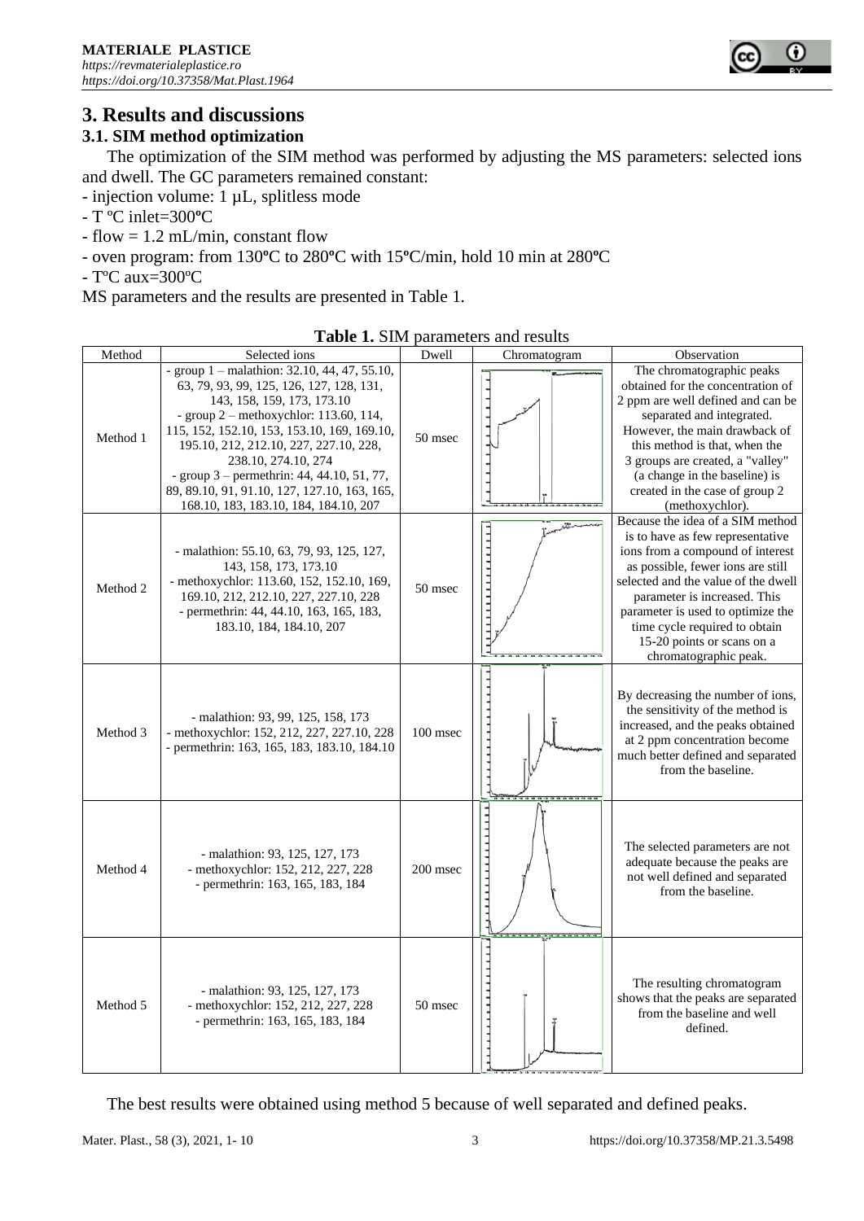# 3. Results and discussions

## 3.1. SIM method optimization

The optimization of the SIM method was performed by adjusting the MS parameters: selected ions and dwell. The GC parameters remained constant:

- injection volume: 1 µL, splitless mode
- T ºC inlet=300ºC
- flow = 1.2 mL/min, constant flow
- oven program: from 130ºC to 280ºC with 15ºC/min, hold 10 min at 280ºC
- TºC aux=300ºC

MS parameters and the results are presented in Table 1.

**Table 1.** SIM parameters and results

| Method | Selected ions | Dwell | Chromatogram | Observation |
|---|---|---|---|---|
| Method 1 | - group 1 – malathion: 32.10, 44, 47, 55.10, 63, 79, 93, 99, 125, 126, 127, 128, 131, 143, 158, 159, 173, 173.10<br>- group 2 – methoxychlor: 113.60, 114, 115, 152, 152.10, 153, 153.10, 169, 169.10, 195.10, 212, 212.10, 227, 227.10, 228, 238.10, 274.10, 274<br>- group 3 – permethrin: 44, 44.10, 51, 77, 89, 89.10, 91, 91.10, 127, 127.10, 163, 165, 168.10, 183, 183.10, 184, 184.10, 207 | 50 msec | | The chromatographic peaks obtained for the concentration of 2 ppm are well defined and can be separated and integrated. However, the main drawback of this method is that, when the 3 groups are created, a "valley" (a change in the baseline) is created in the case of group 2 (methoxychlor). |
| Method 2 | - malathion: 55.10, 63, 79, 93, 125, 127, 143, 158, 173, 173.10<br>- methoxychlor: 113.60, 152, 152.10, 169, 169.10, 212, 212.10, 227, 227.10, 228<br>- permethrin: 44, 44.10, 163, 165, 183, 183.10, 184, 184.10, 207 | 50 msec | | Because the idea of a SIM method is to have as few representative ions from a compound of interest as possible, fewer ions are still selected and the value of the dwell parameter is increased. This parameter is used to optimize the time cycle required to obtain 15-20 points or scans on a chromatographic peak. |
| Method 3 | - malathion: 93, 99, 125, 158, 173<br>- methoxychlor: 152, 212, 227, 227.10, 228<br>- permethrin: 163, 165, 183, 183.10, 184.10 | 100 msec | | By decreasing the number of ions, the sensitivity of the method is increased, and the peaks obtained at 2 ppm concentration become much better defined and separated from the baseline. |
| Method 4 | - malathion: 93, 125, 127, 173<br>- methoxychlor: 152, 212, 227, 228<br>- permethrin: 163, 165, 183, 184 | 200 msec | | The selected parameters are not adequate because the peaks are not well defined and separated from the baseline. |
| Method 5 | - malathion: 93, 125, 127, 173<br>- methoxychlor: 152, 212, 227, 228<br>- permethrin: 163, 165, 183, 184 | 50 msec | | The resulting chromatogram shows that the peaks are separated from the baseline and well defined. |

The best results were obtained using method 5 because of well separated and defined peaks.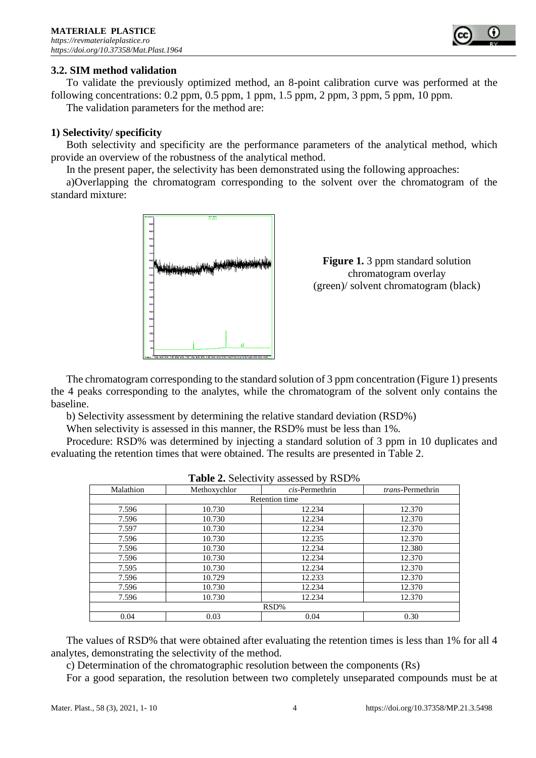### 3.2. SIM method validation

To validate the previously optimized method, an 8-point calibration curve was performed at the following concentrations: 0.2 ppm, 0.5 ppm, 1 ppm, 1.5 ppm, 2 ppm, 3 ppm, 5 ppm, 10 ppm.

The validation parameters for the method are:

#### 1) Selectivity/ specificity

Both selectivity and specificity are the performance parameters of the analytical method, which provide an overview of the robustness of the analytical method.

In the present paper, the selectivity has been demonstrated using the following approaches:

a)Overlapping the chromatogram corresponding to the solvent over the chromatogram of the standard mixture:

**Figure 1.** 3 ppm standard solution chromatogram overlay (green)/ solvent chromatogram (black)

The chromatogram corresponding to the standard solution of 3 ppm concentration (Figure 1) presents the 4 peaks corresponding to the analytes, while the chromatogram of the solvent only contains the baseline.

b) Selectivity assessment by determining the relative standard deviation (RSD%)

When selectivity is assessed in this manner, the RSD% must be less than 1%.

Procedure: RSD% was determined by injecting a standard solution of 3 ppm in 10 duplicates and evaluating the retention times that were obtained. The results are presented in Table 2.

**Table 2.** Selectivity assessed by RSD%

| Malathion | Methoxychlor | *cis*-Permethrin | *trans*-Permethrin |
|---|---|---|---|
| Retention time | | | |
| 7.596 | 10.730 | 12.234 | 12.370 |
| 7.596 | 10.730 | 12.234 | 12.370 |
| 7.597 | 10.730 | 12.234 | 12.370 |
| 7.596 | 10.730 | 12.235 | 12.370 |
| 7.596 | 10.730 | 12.234 | 12.380 |
| 7.596 | 10.730 | 12.234 | 12.370 |
| 7.595 | 10.730 | 12.234 | 12.370 |
| 7.596 | 10.729 | 12.233 | 12.370 |
| 7.596 | 10.730 | 12.234 | 12.370 |
| 7.596 | 10.730 | 12.234 | 12.370 |
| RSD% | | | |
| 0.04 | 0.03 | 0.04 | 0.30 |

The values of RSD% that were obtained after evaluating the retention times is less than 1% for all 4 analytes, demonstrating the selectivity of the method.

c) Determination of the chromatographic resolution between the components (Rs)

For a good separation, the resolution between two completely unseparated compounds must be at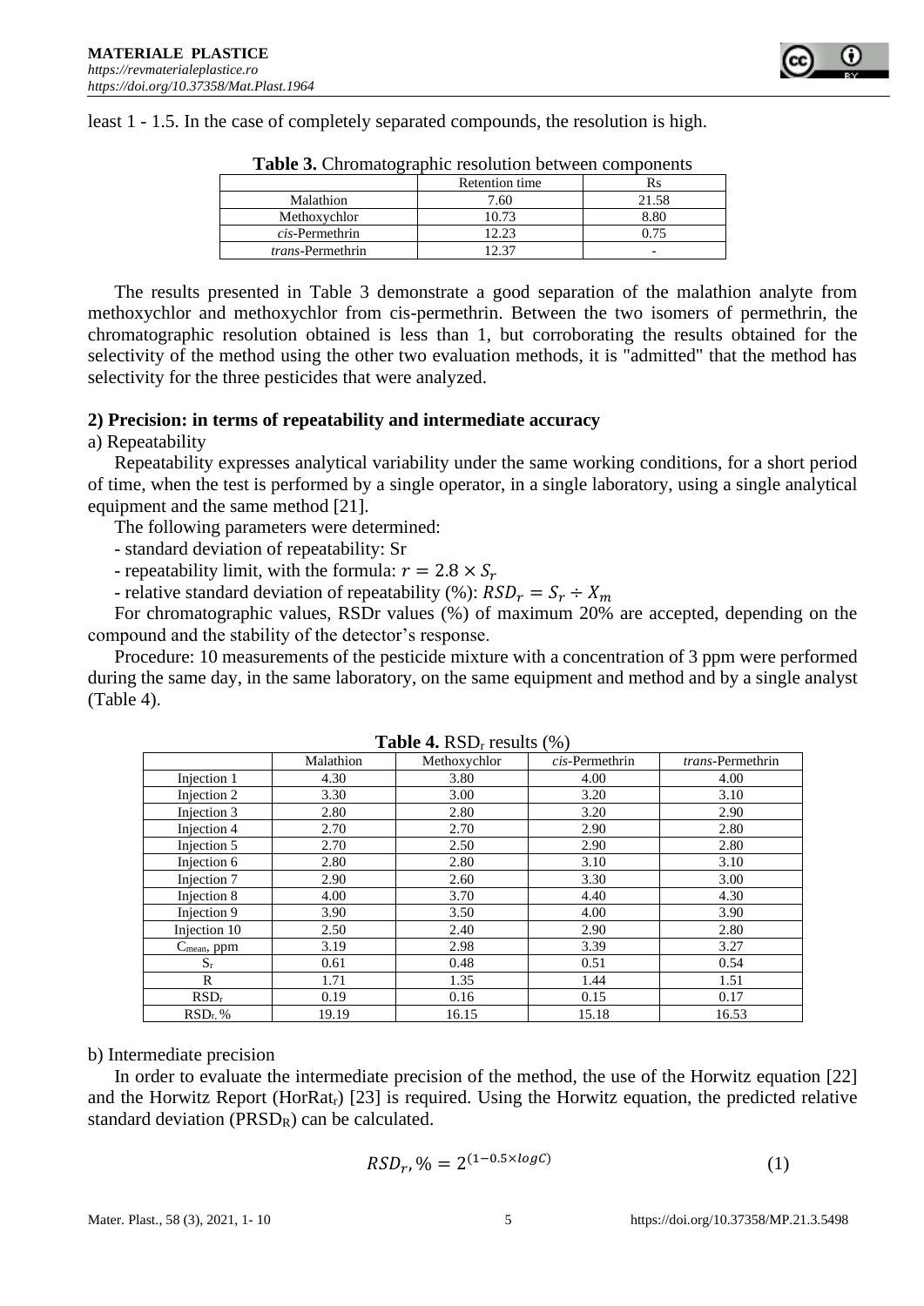least 1 - 1.5. In the case of completely separated compounds, the resolution is high.

**Table 3.** Chromatographic resolution between components

| | Retention time | Rs |
|---|---|---|
| Malathion | 7.60 | 21.58 |
| Methoxychlor | 10.73 | 8.80 |
| *cis*-Permethrin | 12.23 | 0.75 |
| *trans*-Permethrin | 12.37 | - |

The results presented in Table 3 demonstrate a good separation of the malathion analyte from methoxychlor and methoxychlor from cis-permethrin. Between the two isomers of permethrin, the chromatographic resolution obtained is less than 1, but corroborating the results obtained for the selectivity of the method using the other two evaluation methods, it is "admitted" that the method has selectivity for the three pesticides that were analyzed.

**2) Precision: in terms of repeatability and intermediate accuracy**

a) Repeatability

Repeatability expresses analytical variability under the same working conditions, for a short period of time, when the test is performed by a single operator, in a single laboratory, using a single analytical equipment and the same method [21].

The following parameters were determined:

- standard deviation of repeatability: Sr
- repeatability limit, with the formula: $r = 2.8 \times S_r$
- relative standard deviation of repeatability (%): $RSD_r = S_r \div X_m$

For chromatographic values, RSDr values (%) of maximum 20% are accepted, depending on the compound and the stability of the detector's response.

Procedure: 10 measurements of the pesticide mixture with a concentration of 3 ppm were performed during the same day, in the same laboratory, on the same equipment and method and by a single analyst (Table 4).

**Table 4.** $RSD_r$ results (%)

| | Malathion | Methoxychlor | *cis*-Permethrin | *trans*-Permethrin |
|---|---|---|---|---|
| Injection 1 | 4.30 | 3.80 | 4.00 | 4.00 |
| Injection 2 | 3.30 | 3.00 | 3.20 | 3.10 |
| Injection 3 | 2.80 | 2.80 | 3.20 | 2.90 |
| Injection 4 | 2.70 | 2.70 | 2.90 | 2.80 |
| Injection 5 | 2.70 | 2.50 | 2.90 | 2.80 |
| Injection 6 | 2.80 | 2.80 | 3.10 | 3.10 |
| Injection 7 | 2.90 | 2.60 | 3.30 | 3.00 |
| Injection 8 | 4.00 | 3.70 | 4.40 | 4.30 |
| Injection 9 | 3.90 | 3.50 | 4.00 | 3.90 |
| Injection 10 | 2.50 | 2.40 | 2.90 | 2.80 |
| $C_{mean}$, ppm | 3.19 | 2.98 | 3.39 | 3.27 |
| $S_r$ | 0.61 | 0.48 | 0.51 | 0.54 |
| R | 1.71 | 1.35 | 1.44 | 1.51 |
| $RSD_r$ | 0.19 | 0.16 | 0.15 | 0.17 |
| $RSD_r$, % | 19.19 | 16.15 | 15.18 | 16.53 |

b) Intermediate precision

In order to evaluate the intermediate precision of the method, the use of the Horwitz equation [22] and the Horwitz Report ($HorRat_r$) [23] is required. Using the Horwitz equation, the predicted relative standard deviation ($PRSD_R$) can be calculated.

$$RSD_r, \% = 2^{(1-0.5 \times logC)} \tag{1}$$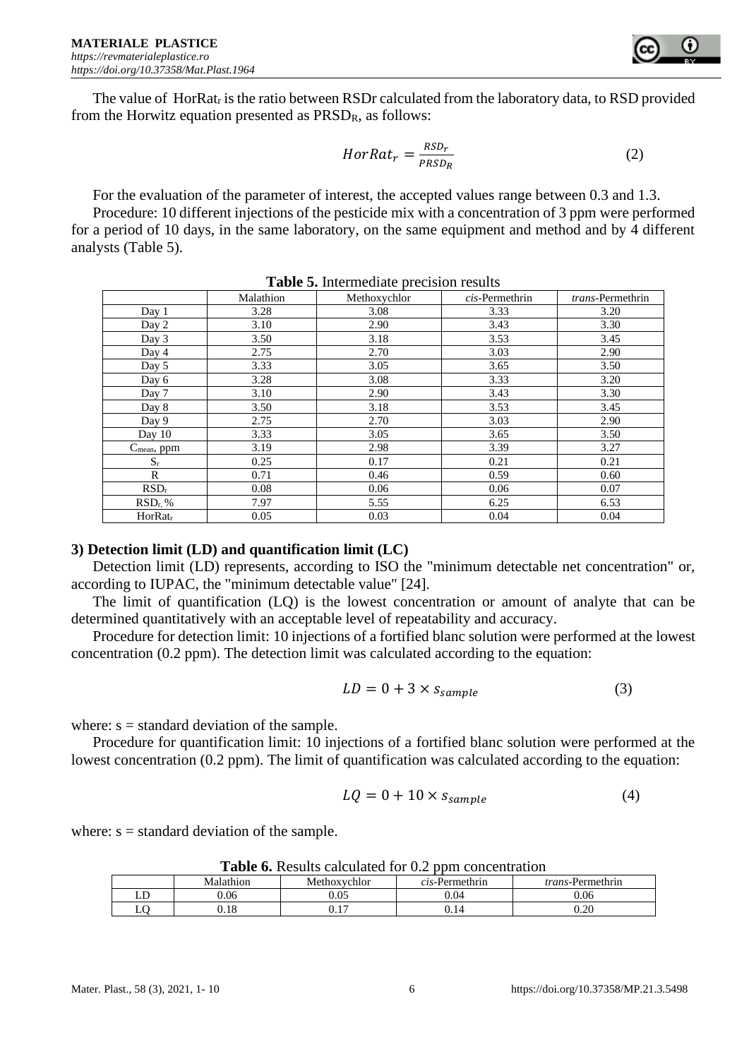The value of $HorRat_r$ is the ratio between RSDr calculated from the laboratory data, to RSD provided from the Horwitz equation presented as $PRSD_R$, as follows:

$$HorRat_r = \frac{RSD_r}{PRSD_R} \tag{2}$$

For the evaluation of the parameter of interest, the accepted values range between 0.3 and 1.3.

Procedure: 10 different injections of the pesticide mix with a concentration of 3 ppm were performed for a period of 10 days, in the same laboratory, on the same equipment and method and by 4 different analysts (Table 5).

**Table 5.** Intermediate precision results

| | Malathion | Methoxychlor | *cis*-Permethrin | *trans*-Permethrin |
|---|---|---|---|---|
| Day 1 | 3.28 | 3.08 | 3.33 | 3.20 |
| Day 2 | 3.10 | 2.90 | 3.43 | 3.30 |
| Day 3 | 3.50 | 3.18 | 3.53 | 3.45 |
| Day 4 | 2.75 | 2.70 | 3.03 | 2.90 |
| Day 5 | 3.33 | 3.05 | 3.65 | 3.50 |
| Day 6 | 3.28 | 3.08 | 3.33 | 3.20 |
| Day 7 | 3.10 | 2.90 | 3.43 | 3.30 |
| Day 8 | 3.50 | 3.18 | 3.53 | 3.45 |
| Day 9 | 2.75 | 2.70 | 3.03 | 2.90 |
| Day 10 | 3.33 | 3.05 | 3.65 | 3.50 |
| $C_{mean}$, ppm | 3.19 | 2.98 | 3.39 | 3.27 |
| $S_r$ | 0.25 | 0.17 | 0.21 | 0.21 |
| R | 0.71 | 0.46 | 0.59 | 0.60 |
| $RSD_r$ | 0.08 | 0.06 | 0.06 | 0.07 |
| $RSD_r$, % | 7.97 | 5.55 | 6.25 | 6.53 |
| $HorRat_r$ | 0.05 | 0.03 | 0.04 | 0.04 |

**3) Detection limit (LD) and quantification limit (LC)**

Detection limit (LD) represents, according to ISO the "minimum detectable net concentration" or, according to IUPAC, the "minimum detectable value" [24].

The limit of quantification (LQ) is the lowest concentration or amount of analyte that can be determined quantitatively with an acceptable level of repeatability and accuracy.

Procedure for detection limit: 10 injections of a fortified blanc solution were performed at the lowest concentration (0.2 ppm). The detection limit was calculated according to the equation:

$$LD = 0 + 3 \times s_{sample} \tag{3}$$

where: s = standard deviation of the sample.

Procedure for quantification limit: 10 injections of a fortified blanc solution were performed at the lowest concentration (0.2 ppm). The limit of quantification was calculated according to the equation:

$$LQ = 0 + 10 \times s_{sample} \tag{4}$$

where: s = standard deviation of the sample.

**Table 6.** Results calculated for 0.2 ppm concentration

| | Malathion | Methoxychlor | *cis*-Permethrin | *trans*-Permethrin |
|---|---|---|---|---|
| LD | 0.06 | 0.05 | 0.04 | 0.06 |
| LQ | 0.18 | 0.17 | 0.14 | 0.20 |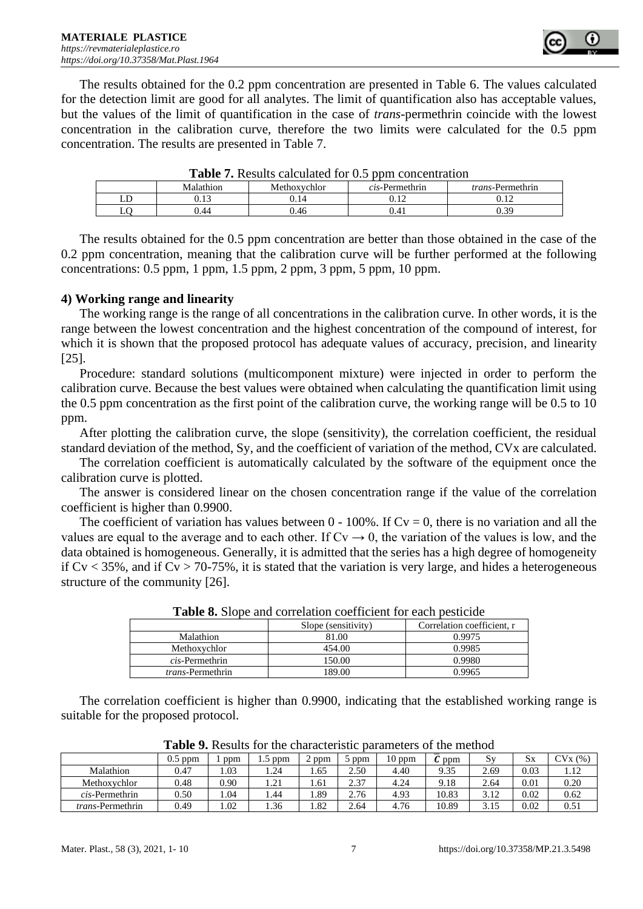The results obtained for the 0.2 ppm concentration are presented in Table 6. The values calculated for the detection limit are good for all analytes. The limit of quantification also has acceptable values, but the values of the limit of quantification in the case of *trans*-permethrin coincide with the lowest concentration in the calibration curve, therefore the two limits were calculated for the 0.5 ppm concentration. The results are presented in Table 7.

**Table 7.** Results calculated for 0.5 ppm concentration

| | Malathion | Methoxychlor | *cis*-Permethrin | *trans*-Permethrin |
|---|---|---|---|---|
| LD | 0.13 | 0.14 | 0.12 | 0.12 |
| LQ | 0.44 | 0.46 | 0.41 | 0.39 |

The results obtained for the 0.5 ppm concentration are better than those obtained in the case of the 0.2 ppm concentration, meaning that the calibration curve will be further performed at the following concentrations: 0.5 ppm, 1 ppm, 1.5 ppm, 2 ppm, 3 ppm, 5 ppm, 10 ppm.

**4) Working range and linearity**

The working range is the range of all concentrations in the calibration curve. In other words, it is the range between the lowest concentration and the highest concentration of the compound of interest, for which it is shown that the proposed protocol has adequate values of accuracy, precision, and linearity [25].

Procedure: standard solutions (multicomponent mixture) were injected in order to perform the calibration curve. Because the best values were obtained when calculating the quantification limit using the 0.5 ppm concentration as the first point of the calibration curve, the working range will be 0.5 to 10 ppm.

After plotting the calibration curve, the slope (sensitivity), the correlation coefficient, the residual standard deviation of the method, Sy, and the coefficient of variation of the method, CVx are calculated.

The correlation coefficient is automatically calculated by the software of the equipment once the calibration curve is plotted.

The answer is considered linear on the chosen concentration range if the value of the correlation coefficient is higher than 0.9900.

The coefficient of variation has values between 0 - 100%. If $Cv = 0$, there is no variation and all the values are equal to the average and to each other. If $Cv \rightarrow 0$, the variation of the values is low, and the data obtained is homogeneous. Generally, it is admitted that the series has a high degree of homogeneity if $Cv < 35\%$, and if $Cv > 70\text{-}75\%$, it is stated that the variation is very large, and hides a heterogeneous structure of the community [26].

**Table 8.** Slope and correlation coefficient for each pesticide

| | Slope (sensitivity) | Correlation coefficient, r |
|---|---|---|
| Malathion | 81.00 | 0.9975 |
| Methoxychlor | 454.00 | 0.9985 |
| *cis*-Permethrin | 150.00 | 0.9980 |
| *trans*-Permethrin | 189.00 | 0.9965 |

The correlation coefficient is higher than 0.9900, indicating that the established working range is suitable for the proposed protocol.

**Table 9.** Results for the characteristic parameters of the method

| | 0.5 ppm | 1 ppm | 1.5 ppm | 2 ppm | 5 ppm | 10 ppm | $\bar{C}$ ppm | Sy | Sx | CVx (%) |
|---|---|---|---|---|---|---|---|---|---|---|
| Malathion | 0.47 | 1.03 | 1.24 | 1.65 | 2.50 | 4.40 | 9.35 | 2.69 | 0.03 | 1.12 |
| Methoxychlor | 0.48 | 0.90 | 1.21 | 1.61 | 2.37 | 4.24 | 9.18 | 2.64 | 0.01 | 0.20 |
| *cis*-Permethrin | 0.50 | 1.04 | 1.44 | 1.89 | 2.76 | 4.93 | 10.83 | 3.12 | 0.02 | 0.62 |
| *trans*-Permethrin | 0.49 | 1.02 | 1.36 | 1.82 | 2.64 | 4.76 | 10.89 | 3.15 | 0.02 | 0.51 |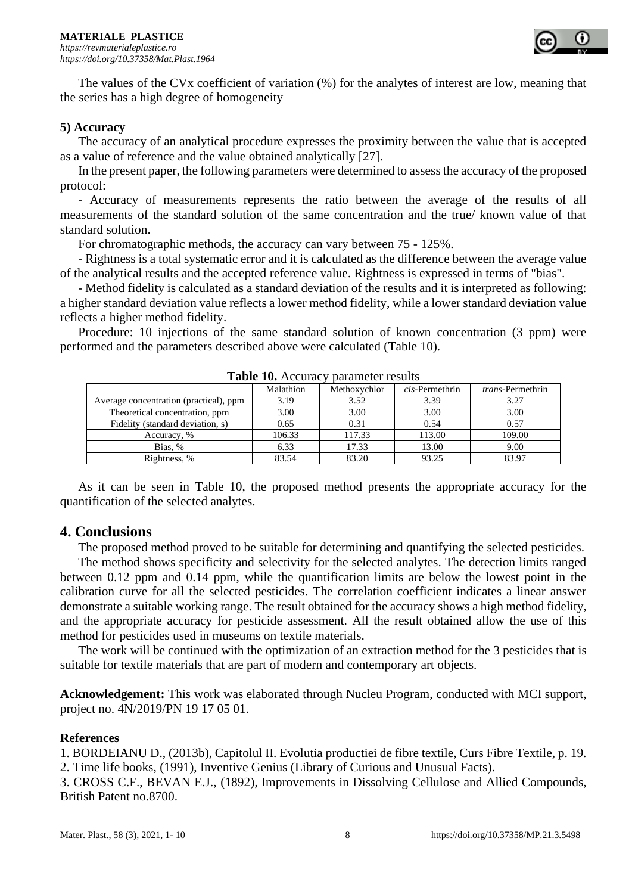The values of the CVx coefficient of variation (%) for the analytes of interest are low, meaning that the series has a high degree of homogeneity

**5) Accuracy**

The accuracy of an analytical procedure expresses the proximity between the value that is accepted as a value of reference and the value obtained analytically [27].

In the present paper, the following parameters were determined to assess the accuracy of the proposed protocol:

- Accuracy of measurements represents the ratio between the average of the results of all measurements of the standard solution of the same concentration and the true/ known value of that standard solution.

For chromatographic methods, the accuracy can vary between 75 - 125%.

- Rightness is a total systematic error and it is calculated as the difference between the average value of the analytical results and the accepted reference value. Rightness is expressed in terms of "bias".

- Method fidelity is calculated as a standard deviation of the results and it is interpreted as following: a higher standard deviation value reflects a lower method fidelity, while a lower standard deviation value reflects a higher method fidelity.

Procedure: 10 injections of the same standard solution of known concentration (3 ppm) were performed and the parameters described above were calculated (Table 10).

**Table 10.** Accuracy parameter results

| | Malathion | Methoxychlor | *cis*-Permethrin | *trans*-Permethrin |
|---|---|---|---|---|
| Average concentration (practical), ppm | 3.19 | 3.52 | 3.39 | 3.27 |
| Theoretical concentration, ppm | 3.00 | 3.00 | 3.00 | 3.00 |
| Fidelity (standard deviation, s) | 0.65 | 0.31 | 0.54 | 0.57 |
| Accuracy, % | 106.33 | 117.33 | 113.00 | 109.00 |
| Bias, % | 6.33 | 17.33 | 13.00 | 9.00 |
| Rightness, % | 83.54 | 83.20 | 93.25 | 83.97 |

As it can be seen in Table 10, the proposed method presents the appropriate accuracy for the quantification of the selected analytes.

## 4. Conclusions

The proposed method proved to be suitable for determining and quantifying the selected pesticides.

The method shows specificity and selectivity for the selected analytes. The detection limits ranged between 0.12 ppm and 0.14 ppm, while the quantification limits are below the lowest point in the calibration curve for all the selected pesticides. The correlation coefficient indicates a linear answer demonstrate a suitable working range. The result obtained for the accuracy shows a high method fidelity, and the appropriate accuracy for pesticide assessment. All the result obtained allow the use of this method for pesticides used in museums on textile materials.

The work will be continued with the optimization of an extraction method for the 3 pesticides that is suitable for textile materials that are part of modern and contemporary art objects.

**Acknowledgement:** This work was elaborated through Nucleu Program, conducted with MCI support, project no. 4N/2019/PN 19 17 05 01.

**References**

1. BORDEIANU D., (2013b), Capitolul II. Evolutia productiei de fibre textile, Curs Fibre Textile, p. 19.
2. Time life books, (1991), Inventive Genius (Library of Curious and Unusual Facts).
3. CROSS C.F., BEVAN E.J., (1892), Improvements in Dissolving Cellulose and Allied Compounds, British Patent no.8700.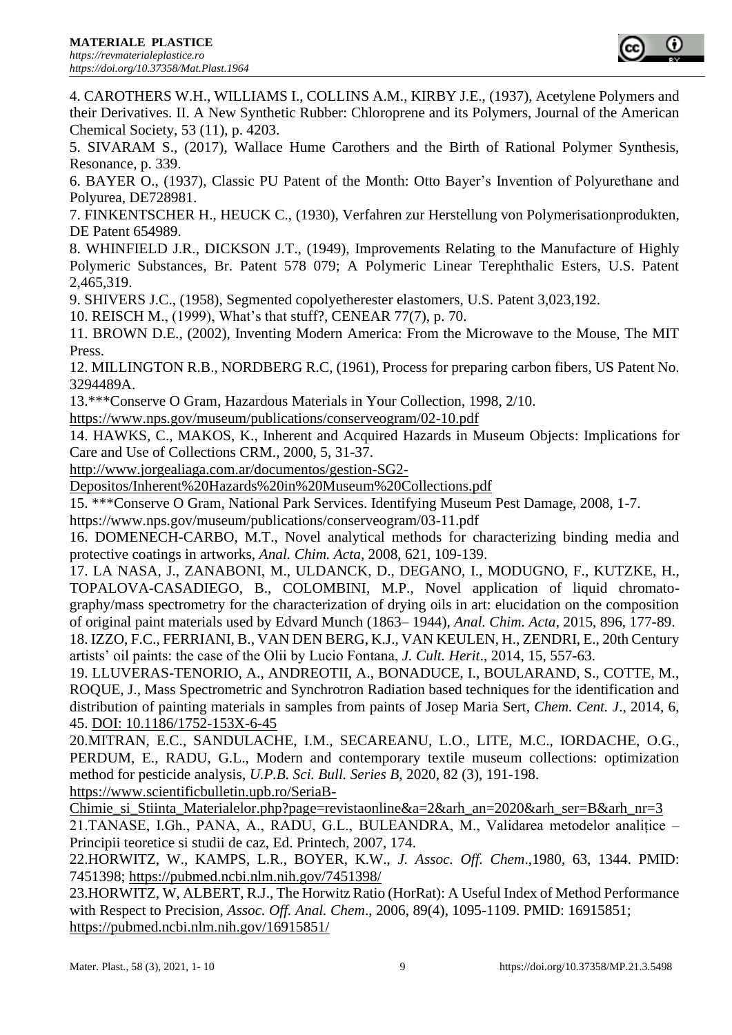4. CAROTHERS W.H., WILLIAMS I., COLLINS A.M., KIRBY J.E., (1937), Acetylene Polymers and their Derivatives. II. A New Synthetic Rubber: Chloroprene and its Polymers, Journal of the American Chemical Society, 53 (11), p. 4203.

5. SIVARAM S., (2017), Wallace Hume Carothers and the Birth of Rational Polymer Synthesis, Resonance, p. 339.

6. BAYER O., (1937), Classic PU Patent of the Month: Otto Bayer's Invention of Polyurethane and Polyurea, DE728981.

7. FINKENTSCHER H., HEUCK C., (1930), Verfahren zur Herstellung von Polymerisationprodukten, DE Patent 654989.

8. WHINFIELD J.R., DICKSON J.T., (1949), Improvements Relating to the Manufacture of Highly Polymeric Substances, Br. Patent 578 079; A Polymeric Linear Terephthalic Esters, U.S. Patent 2,465,319.

9. SHIVERS J.C., (1958), Segmented copolyetherester elastomers, U.S. Patent 3,023,192.

10. REISCH M., (1999), What's that stuff?, CENEAR 77(7), p. 70.

11. BROWN D.E., (2002), Inventing Modern America: From the Microwave to the Mouse, The MIT Press.

12. MILLINGTON R.B., NORDBERG R.C, (1961), Process for preparing carbon fibers, US Patent No. 3294489A.

13.***Conserve O Gram, Hazardous Materials in Your Collection, 1998, 2/10. https://www.nps.gov/museum/publications/conserveogram/02-10.pdf

14. HAWKS, C., MAKOS, K., Inherent and Acquired Hazards in Museum Objects: Implications for Care and Use of Collections CRM., 2000, 5, 31-37. http://www.jorgealiaga.com.ar/documentos/gestion-SG2-Depositos/Inherent%20Hazards%20in%20Museum%20Collections.pdf

15. ***Conserve O Gram, National Park Services. Identifying Museum Pest Damage, 2008, 1-7. https://www.nps.gov/museum/publications/conserveogram/03-11.pdf

16. DOMENECH-CARBO, M.T., Novel analytical methods for characterizing binding media and protective coatings in artworks, *Anal. Chim. Acta*, 2008, 621, 109-139.

17. LA NASA, J., ZANABONI, M., ULDANCK, D., DEGANO, I., MODUGNO, F., KUTZKE, H., TOPALOVA-CASADIEGO, B., COLOMBINI, M.P., Novel application of liquid chromatography/mass spectrometry for the characterization of drying oils in art: elucidation on the composition of original paint materials used by Edvard Munch (1863– 1944), *Anal. Chim. Acta*, 2015, 896, 177-89.

18. IZZO, F.C., FERRIANI, B., VAN DEN BERG, K.J., VAN KEULEN, H., ZENDRI, E., 20th Century artists' oil paints: the case of the Olii by Lucio Fontana, *J. Cult. Herit*., 2014, 15, 557-63.

19. LLUVERAS-TENORIO, A., ANDREOTII, A., BONADUCE, I., BOULARAND, S., COTTE, M., ROQUE, J., Mass Spectrometric and Synchrotron Radiation based techniques for the identification and distribution of painting materials in samples from paints of Josep Maria Sert, *Chem. Cent. J*., 2014, 6, 45. DOI: 10.1186/1752-153X-6-45

20.MITRAN, E.C., SANDULACHE, I.M., SECAREANU, L.O., LITE, M.C., IORDACHE, O.G., PERDUM, E., RADU, G.L., Modern and contemporary textile museum collections: optimization method for pesticide analysis, *U.P.B. Sci. Bull. Series B*, 2020, 82 (3), 191-198. https://www.scientificbulletin.upb.ro/SeriaB-Chimie_si_Stiinta_Materialelor.php?page=revistaonline&a=2&arh_an=2020&arh_ser=B&arh_nr=3

21.TANASE, I.Gh., PANA, A., RADU, G.L., BULEANDRA, M., Validarea metodelor analițice – Principii teoretice si studii de caz, Ed. Printech, 2007, 174.

22.HORWITZ, W., KAMPS, L.R., BOYER, K.W., *J. Assoc. Off. Chem*.,1980, 63, 1344. PMID: 7451398; https://pubmed.ncbi.nlm.nih.gov/7451398/

23.HORWITZ, W, ALBERT, R.J., The Horwitz Ratio (HorRat): A Useful Index of Method Performance with Respect to Precision, *Assoc. Off. Anal. Chem*., 2006, 89(4), 1095-1109. PMID: 16915851; https://pubmed.ncbi.nlm.nih.gov/16915851/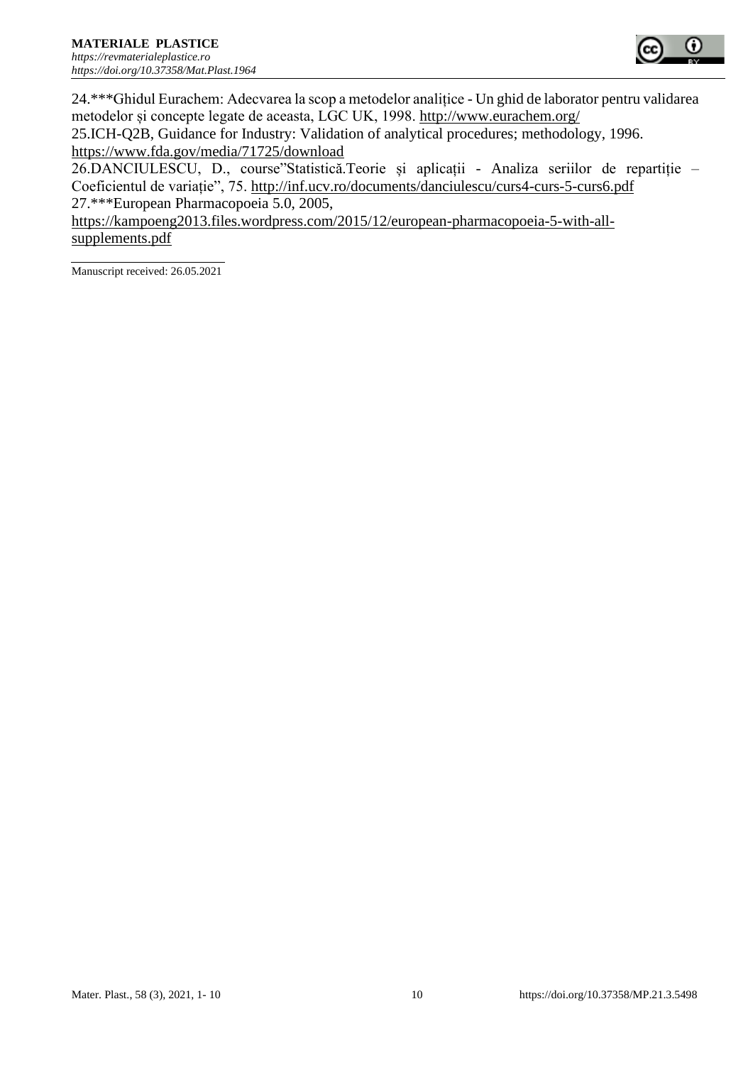24.***Ghidul Eurachem: Adecvarea la scop a metodelor analitice - Un ghid de laborator pentru validarea metodelor și concepte legate de aceasta, LGC UK, 1998. http://www.eurachem.org/

25.ICH-Q2B, Guidance for Industry: Validation of analytical procedures; methodology, 1996. https://www.fda.gov/media/71725/download

26.DANCIULESCU, D., course"Statistică.Teorie și aplicații - Analiza seriilor de repartiție – Coeficientul de variație", 75. http://inf.ucv.ro/documents/danciulescu/curs4-curs-5-curs6.pdf

27.***European Pharmacopoeia 5.0, 2005, https://kampoeng2013.files.wordpress.com/2015/12/european-pharmacopoeia-5-with-all-supplements.pdf

Manuscript received: 26.05.2021